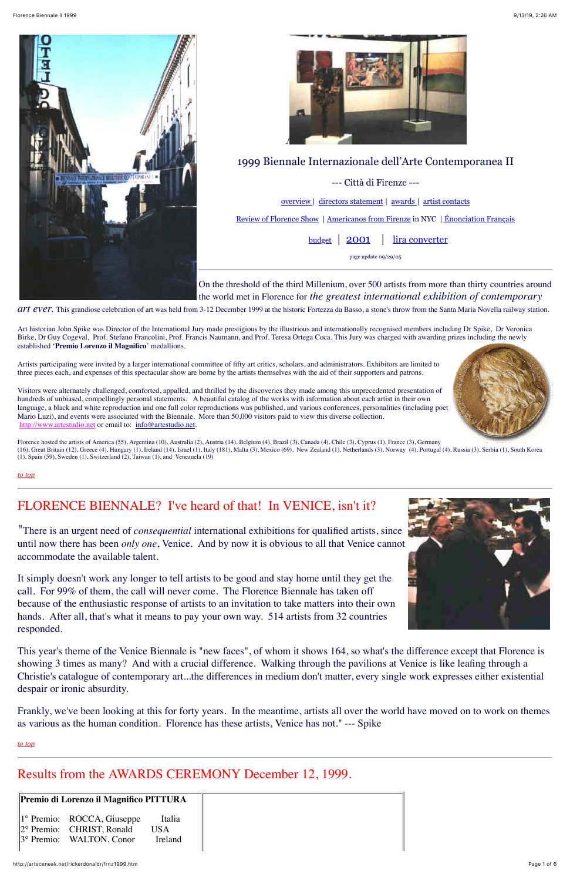# 1999 Biennale Internazionale dell'Arte Contemporanea II

--- Città di Firenze ---

overview | directors statement | awards | artist contacts

Review of Florence Show | Americanos from Firenze in NYC | Énonciation Français

budget | 2001 | lira converter

page update 09/29/05

On the threshold of the third Millenium, over 500 artists from more than thirty countries around the world met in Florence for *the greatest international exhibition of contemporary art ever.* This grandiose celebration of art was held from 3-12 December 1999 at the historic Fortezza da Basso, a stone's throw from the Santa Maria Novella railway station.

Art historian John Spike was Director of the International Jury made prestigious by the illustrious and internationally recognised members including Dr Spike, Dr Veronica Birke, Dr Guy Cogeval, Prof. Stefano Francolini, Prof. Francis Naumann, and Prof. Teresa Ortega Coca. This Jury was charged with awarding prizes including the newly established '**Premio Lorenzo il Magnifico**' medallions.

Artists participating were invited by a larger international committee of fifty art critics, scholars, and administrators. Exhibitors are limited to three pieces each, and expenses of this spectacular show are borne by the artists themselves with the aid of their supporters and patrons.

Visitors were alternately challenged, comforted, appalled, and thrilled by the discoveries they made among this unprecedented presentation of hundreds of unbiased, compellingly personal statements. A beautiful catalog of the works with information about each artist in their own language, a black and white reproduction and one full color reproductions was published, and various conferences, personalities (including poet Mario Luzi), and events were associated with the Biennale. More than 50,000 visitors paid to view this diverse collection. http://www.artestudio.net or email to: info@artestudio.net.

Florence hosted the artists of America (55), Argentina (10), Australia (2), Austria (14), Belgium (4), Brazil (3), Canada (4), Chile (3), Cyprus (1), France (3), Germany (16), Great Britain (12), Greece (4), Hungary (1), Ireland (14), Israel (1), Italy (181), Malta (3), Mexico (69), New Zealand (1), Netherlands (3), Norway (4), Portugal (4), Russia (3), Serbia (1), South Korea (1), Spain (59), Sweden (1), Switzerland (2), Taiwan (1), and Venezuela (19)

*to top*

## FLORENCE BIENNALE? I've heard of that! In VENICE, isn't it?

"There is an urgent need of *consequential* international exhibitions for qualified artists, since until now there has been *only one*, Venice. And by now it is obvious to all that Venice cannot accommodate the available talent.

It simply doesn't work any longer to tell artists to be good and stay home until they get the call. For 99% of them, the call will never come. The Florence Biennale has taken off because of the enthusiastic response of artists to an invitation to take matters into their own hands. After all, that's what it means to pay your own way. 514 artists from 32 countries responded.

This year's theme of the Venice Biennale is "new faces", of whom it shows 164, so what's the difference except that Florence is showing 3 times as many? And with a crucial difference. Walking through the pavilions at Venice is like leafing through a Christie's catalogue of contemporary art...the differences in medium don't matter, every single work expresses either existential despair or ironic absurdity.

Frankly, we've been looking at this for forty years. In the meantime, artists all over the world have moved on to work on themes as various as the human condition. Florence has these artists, Venice has not." --- Spike

*to top*

## Results from the AWARDS CEREMONY December 12, 1999.

**Premio di Lorenzo il Magnifico PITTURA**

| | | |
|---|---|---|
| 1° Premio: | ROCCA, Giuseppe | Italia |
| 2° Premio: | CHRIST, Ronald | USA |
| 3° Premio: | WALTON, Conor | Ireland |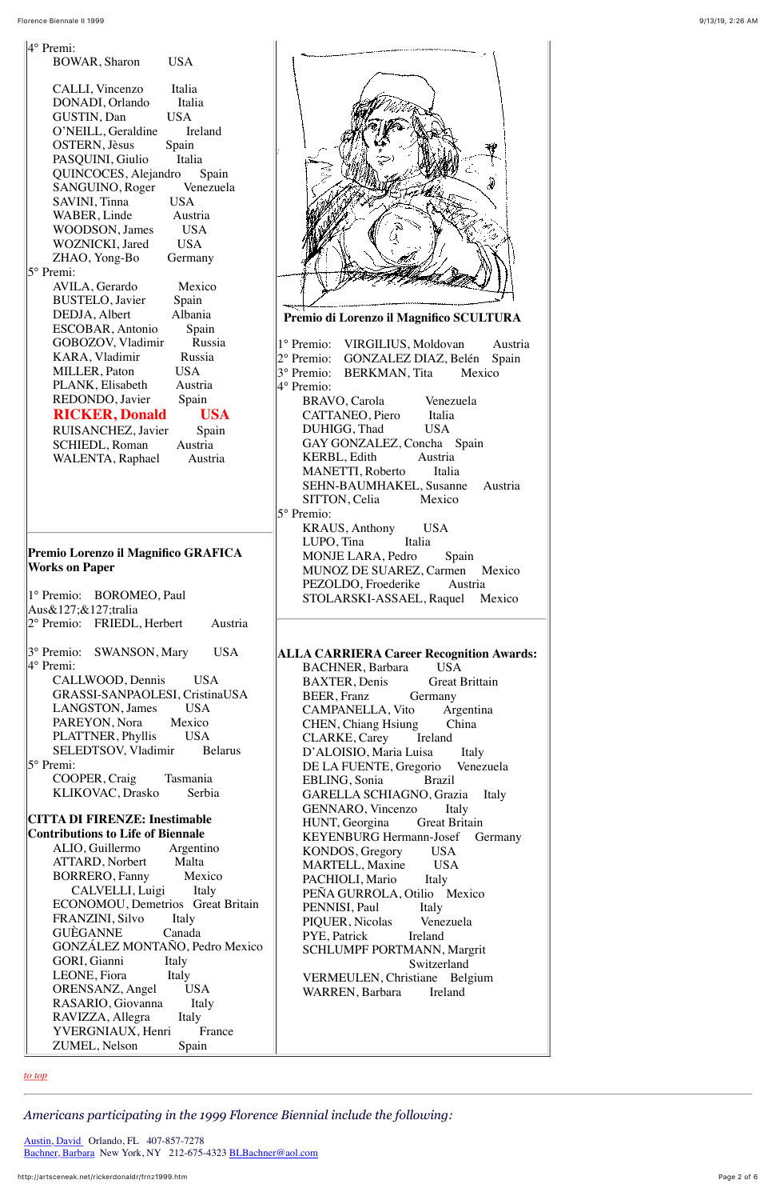4° Premi:

BOWAR, Sharon USA

CALLI, Vincenzo Italia
DONADI, Orlando Italia
GUSTIN, Dan USA
O'NEILL, Geraldine Ireland
OSTERN, Jèsus Spain
PASQUINI, Giulio Italia
QUINCOCES, Alejandro Spain
SANGUINO, Roger Venezuela
SAVINI, Tinna USA
WABER, Linde Austria
WOODSON, James USA
WOZNICKI, Jared USA
ZHAO, Yong-Bo Germany

5° Premi:

AVILA, Gerardo Mexico
BUSTELO, Javier Spain
DEDJA, Albert Albania
ESCOBAR, Antonio Spain
GOBOZOV, Vladimir Russia
KARA, Vladimir Russia
MILLER, Paton USA
PLANK, Elisabeth Austria
REDONDO, Javier Spain
**RICKER, Donald USA**
RUISANCHEZ, Javier Spain
SCHIEDL, Roman Austria
WALENTA, Raphael Austria

**Premio Lorenzo il Magnifico GRAFICA Works on Paper**

1° Premio: BOROMEO, Paul Aus&127;&127;tralia
2° Premio: FRIEDL, Herbert Austria

3° Premio: SWANSON, Mary USA

4° Premi:

CALLWOOD, Dennis USA
GRASSI-SANPAOLESI, CristinaUSA
LANGSTON, James USA
PAREYON, Nora Mexico
PLATTNER, Phyllis USA
SELEDTSOV, Vladimir Belarus

5° Premi:

COOPER, Craig Tasmania
KLIKOVAC, Drasko Serbia

**CITTA DI FIRENZE: Inestimable Contributions to Life of Biennale**

ALIO, Guillermo Argentino
ATTARD, Norbert Malta
BORRERO, Fanny Mexico
CALVELLI, Luigi Italy
ECONOMOU, Demetrios Great Britain
FRANZINI, Silvo Italy
GUÈGANNE Canada
GONZÁLEZ MONTAÑO, Pedro Mexico
GORI, Gianni Italy
LEONE, Fiora Italy
ORENSANZ, Angel USA
RASARIO, Giovanna Italy
RAVIZZA, Allegra Italy
YVERGNIAUX, Henri France
ZUMEL, Nelson Spain

**Premio di Lorenzo il Magnifico SCULTURA**

1° Premio: VIRGILIUS, Moldovan Austria
2° Premio: GONZALEZ DIAZ, Belén Spain
3° Premio: BERKMAN, Tita Mexico

4° Premio:

BRAVO, Carola Venezuela
CATTANEO, Piero Italia
DUHIGG, Thad USA
GAY GONZALEZ, Concha Spain
KERBL, Edith Austria
MANETTI, Roberto Italia
SEHN-BAUMHAKEL, Susanne Austria
SITTON, Celia Mexico

5° Premio:

KRAUS, Anthony USA
LUPO, Tina Italia
MONJE LARA, Pedro Spain
MUNOZ DE SUAREZ, Carmen Mexico
PEZOLDO, Froederike Austria
STOLARSKI-ASSAEL, Raquel Mexico

**ALLA CARRIERA Career Recognition Awards:**

BACHNER, Barbara USA
BAXTER, Denis Great Brittain
BEER, Franz Germany
CAMPANELLA, Vito Argentina
CHEN, Chiang Hsiung China
CLARKE, Carey Ireland
D'ALOISIO, Maria Luisa Italy
DE LA FUENTE, Gregorio Venezuela
EBLING, Sonia Brazil
GARELLA SCHIAGNO, Grazia Italy
GENNARO, Vincenzo Italy
HUNT, Georgina Great Britain
KEYENBURG Hermann-Josef Germany
KONDOS, Gregory USA
MARTELL, Maxine USA
PACHIOLI, Mario Italy
PEÑA GURROLA, Otilio Mexico
PENNISI, Paul Italy
PIQUER, Nicolas Venezuela
PYE, Patrick Ireland
SCHLUMPF PORTMANN, Margrit Switzerland
VERMEULEN, Christiane Belgium
WARREN, Barbara Ireland

[to top]

---

*Americans participating in the 1999 Florence Biennial include the following:*

Austin, David Orlando, FL 407-857-7278
Bachner, Barbara New York, NY 212-675-4323 BLBachner@aol.com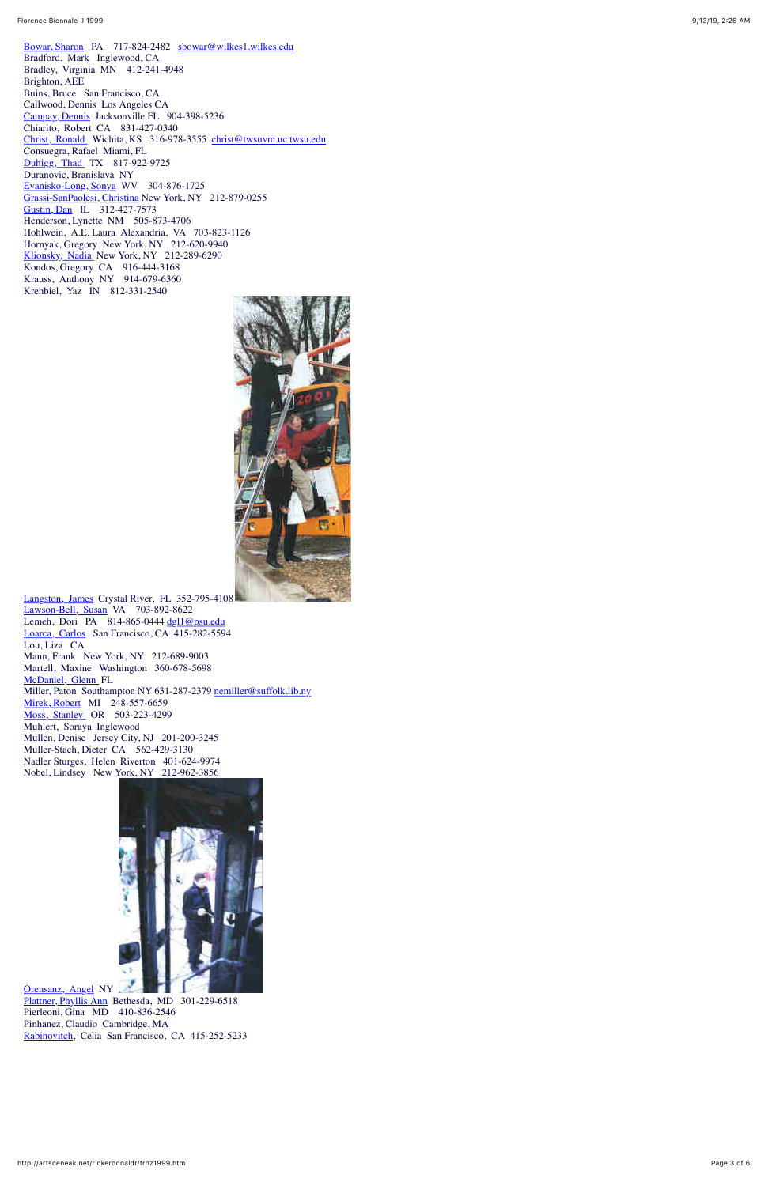Bowar, Sharon PA 717-824-2482 sbowar@wilkes1.wilkes.edu
Bradford, Mark Inglewood, CA
Bradley, Virginia MN 412-241-4948
Brighton, AEE
Buins, Bruce San Francisco, CA
Callwood, Dennis Los Angeles CA
Campay, Dennis Jacksonville FL 904-398-5236
Chiarito, Robert CA 831-427-0340
Christ, Ronald Wichita, KS 316-978-3555 christ@twsuvm.uc.twsu.edu
Consuegra, Rafael Miami, FL
Duhigg, Thad TX 817-922-9725
Duranovic, Branislava NY
Evanisko-Long, Sonya WV 304-876-1725
Grassi-SanPaolesi, Christina New York, NY 212-879-0255
Gustin, Dan IL 312-427-7573
Henderson, Lynette NM 505-873-4706
Hohlwein, A.E. Laura Alexandria, VA 703-823-1126
Hornyak, Gregory New York, NY 212-620-9940
Klionsky, Nadia New York, NY 212-289-6290
Kondos, Gregory CA 916-444-3168
Krauss, Anthony NY 914-679-6360
Krehbiel, Yaz IN 812-331-2540
Langston, James Crystal River, FL 352-795-4108
Lawson-Bell, Susan VA 703-892-8622
Lemeh, Dori PA 814-865-0444 dgl1@psu.edu
Loarca, Carlos San Francisco, CA 415-282-5594
Lou, Liza CA
Mann, Frank New York, NY 212-689-9003
Martell, Maxine Washington 360-678-5698
McDaniel, Glenn FL
Miller, Paton Southampton NY 631-287-2379 nemiller@suffolk.lib.ny
Mirek, Robert MI 248-557-6659
Moss, Stanley OR 503-223-4299
Muhlert, Soraya Inglewood
Mullen, Denise Jersey City, NJ 201-200-3245
Muller-Stach, Dieter CA 562-429-3130
Nadler Sturges, Helen Riverton 401-624-9974
Nobel, Lindsey New York, NY 212-962-3856
Orensanz, Angel NY
Plattner, Phyllis Ann Bethesda, MD 301-229-6518
Pierleoni, Gina MD 410-836-2546
Pinhanez, Claudio Cambridge, MA
Rabinovitch, Celia San Francisco, CA 415-252-5233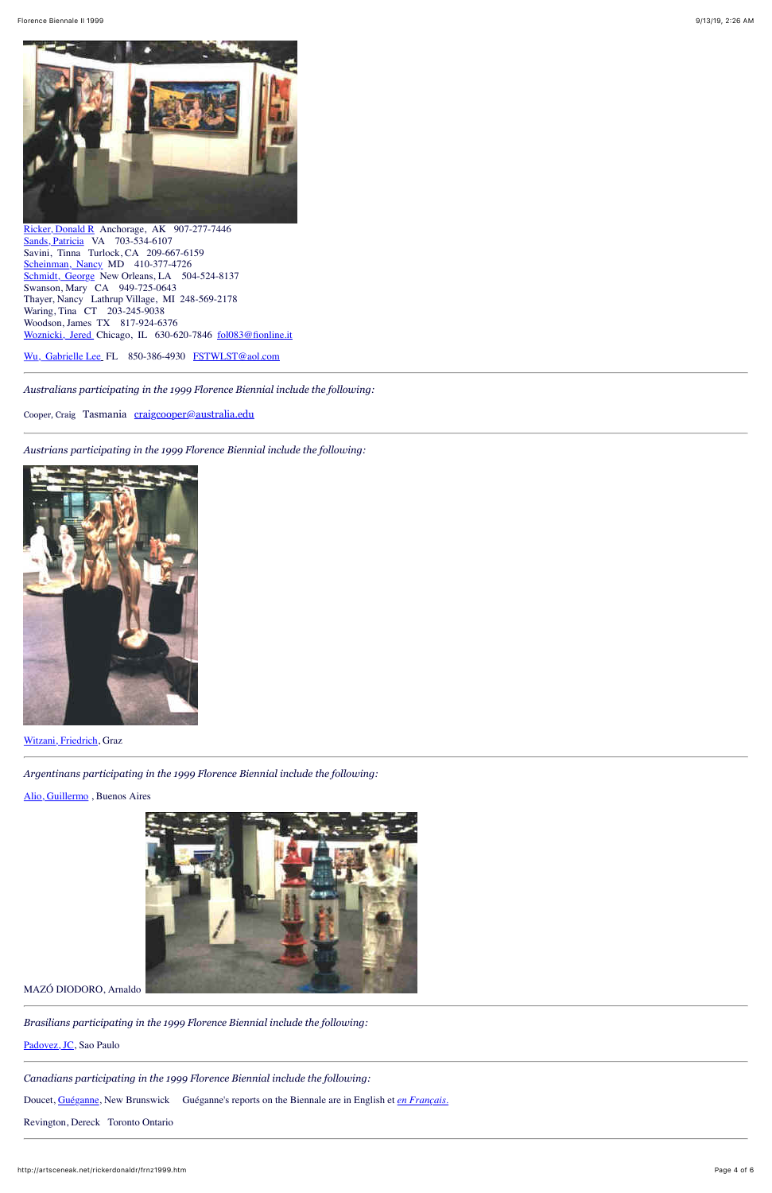Ricker, Donald R  Anchorage, AK  907-277-7446
Sands, Patricia  VA  703-534-6107
Savini, Tinna  Turlock, CA  209-667-6159
Scheinman, Nancy  MD  410-377-4726
Schmidt, George  New Orleans, LA  504-524-8137
Swanson, Mary  CA  949-725-0643
Thayer, Nancy  Lathrup Village, MI  248-569-2178
Waring, Tina  CT  203-245-9038
Woodson, James  TX  817-924-6376
Woznicki, Jered  Chicago, IL  630-620-7846  fol083@fionline.it

Wu, Gabrielle Lee  FL  850-386-4930  FSTWLST@aol.com

---

*Australians participating in the 1999 Florence Biennial include the following:*

Cooper, Craig  Tasmania  craigcooper@australia.edu

---

*Austrians participating in the 1999 Florence Biennial include the following:*

Witzani, Friedrich, Graz

---

*Argentinans participating in the 1999 Florence Biennial include the following:*

Alio, Guillermo , Buenos Aires

MAZÓ DIODORO, Arnaldo

---

*Brasilians participating in the 1999 Florence Biennial include the following:*

Padovez, JC, Sao Paulo

---

*Canadians participating in the 1999 Florence Biennial include the following:*

Doucet, Guéganne, New Brunswick   Guéganne's reports on the Biennale are in English et *en Français.*

Revington, Dereck  Toronto Ontario

---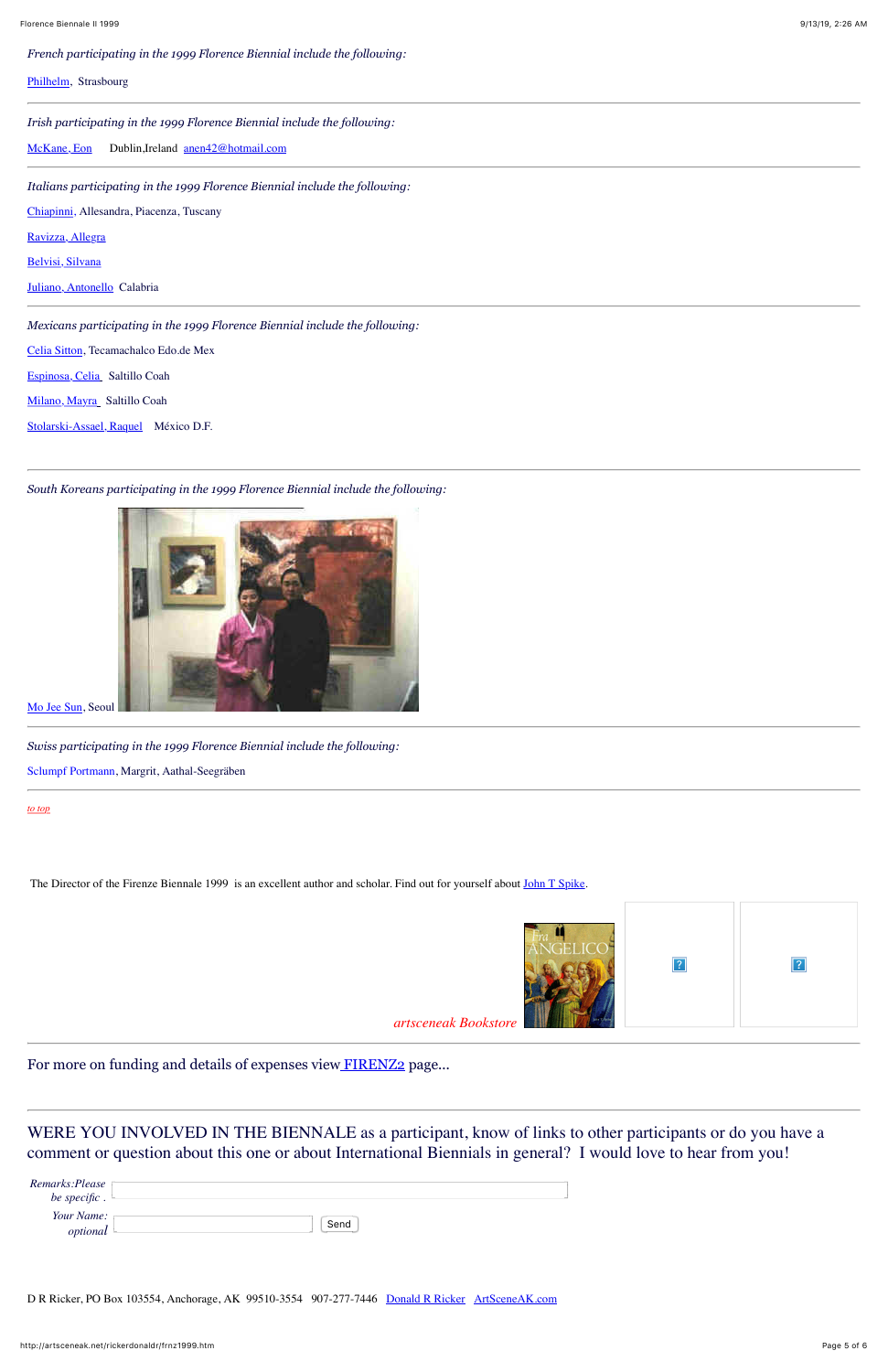*French participating in the 1999 Florence Biennial include the following:*

Philhelm, Strasbourg

---

*Irish participating in the 1999 Florence Biennial include the following:*

McKane, Eon    Dublin,Ireland  anen42@hotmail.com

---

*Italians participating in the 1999 Florence Biennial include the following:*

Chiapinni, Allesandra, Piacenza, Tuscany

Ravizza, Allegra

Belvisi, Silvana

Juliano, Antonello  Calabria

---

*Mexicans participating in the 1999 Florence Biennial include the following:*

Celia Sitton, Tecamachalco Edo.de Mex

Espinosa, Celia   Saltillo Coah

Milano, Mayra   Saltillo Coah

Stolarski-Assael, Raquel    México D.F.

---

*South Koreans participating in the 1999 Florence Biennial include the following:*

Mo Jee Sun, Seoul

---

*Swiss participating in the 1999 Florence Biennial include the following:*

Sclumpf Portmann, Margrit, Aathal-Seegräben

---

*to top*

The Director of the Firenze Biennale 1999  is an excellent author and scholar. Find out for yourself about John T Spike.

*artsceneak Bookstore*

---

For more on funding and details of expenses view FIRENZ2 page...

---

WERE YOU INVOLVED IN THE BIENNALE as a participant, know of links to other participants or do you have a comment or question about this one or about International Biennials in general?  I would love to hear from you!

*Remarks:Please be specific .*

*Your Name: optional*

Send

D R Ricker, PO Box 103554, Anchorage, AK  99510-3554   907-277-7446   Donald R Ricker   ArtSceneAK.com